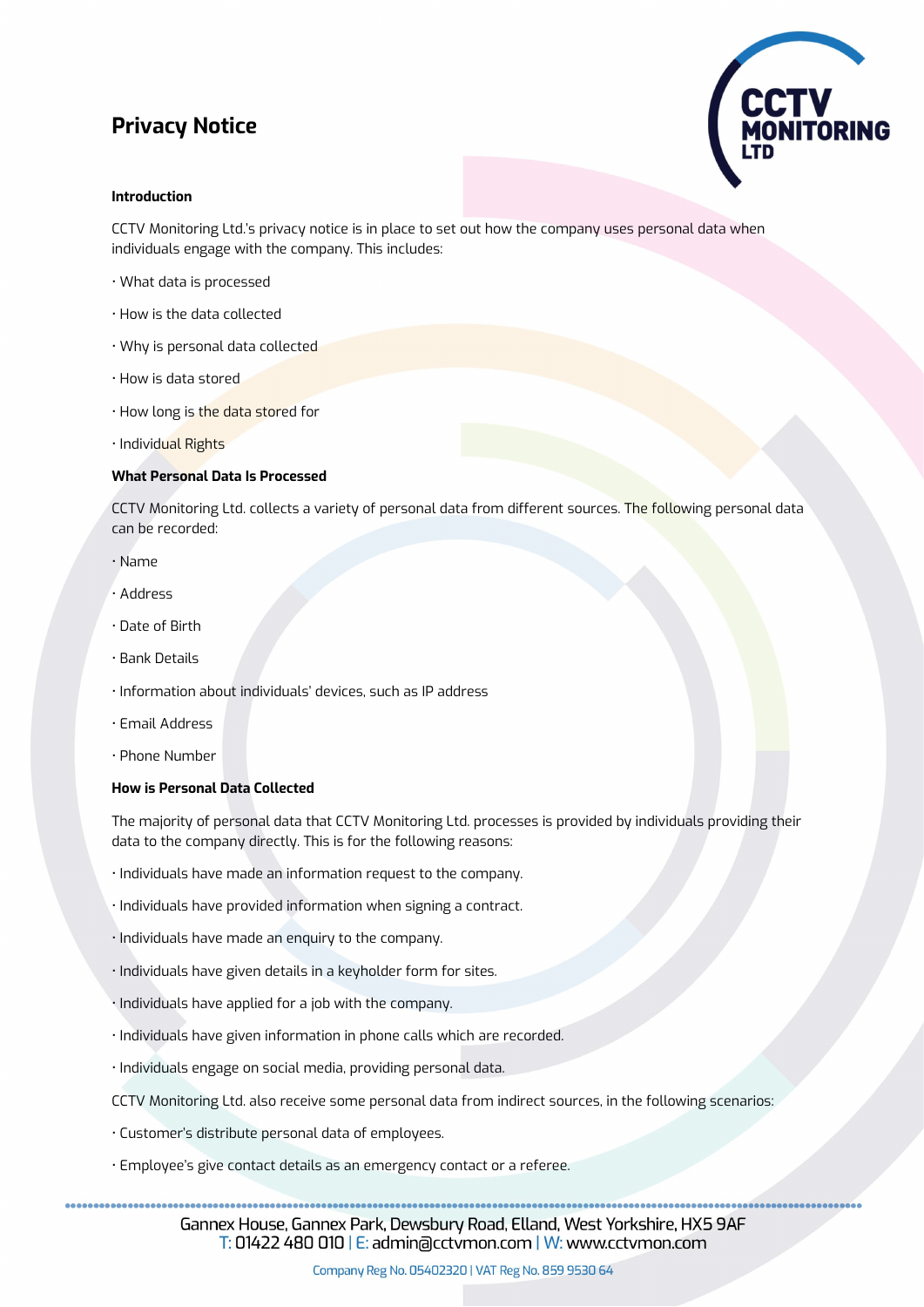# Privacy Notice

### Introduction

CCTV Monitoring Ltd.'s privacy notice is in place to set out how the company uses personal data when individuals engage with the company. This includes:

· What data is processed

· How is the data collected

· Why is personal data collected

· How is data stored

· How long is the data stored for

· Individual Rights

### What Personal Data Is Processed

CCTV Monitoring Ltd. collects a variety of personal data from different sources. The following personal data can be recorded:

· Name

· Address

· Date of Birth

· Bank Details

· Information about individuals' devices, such as IP address

· Email Address

· Phone Number

### How is Personal Data Collected

The majority of personal data that CCTV Monitoring Ltd. processes is provided by individuals providing their data to the company directly. This is for the following reasons:

· Individuals have made an information request to the company.

· Individuals have provided information when signing a contract.

· Individuals have made an enquiry to the company.

· Individuals have given details in a keyholder form for sites.

· Individuals have applied for a job with the company.

· Individuals have given information in phone calls which are recorded.

· Individuals engage on social media, providing personal data.

CCTV Monitoring Ltd. also receive some personal data from indirect sources, in the following scenarios:

· Customer's distribute personal data of employees.

· Employee's give contact details as an emergency contact or a referee.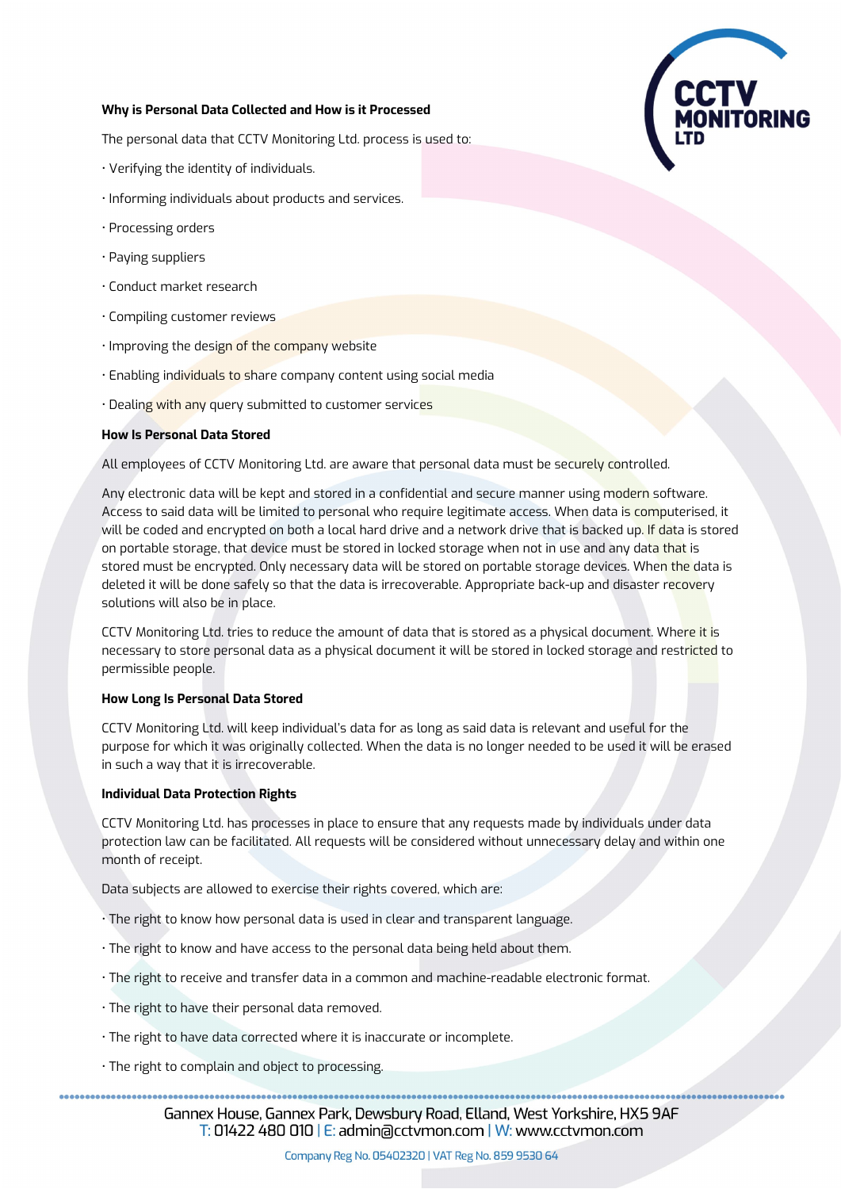## Why is Personal Data Collected and How is it Processed

The personal data that CCTV Monitoring Ltd. process is used to:

- Verifying the identity of individuals.
- Informing individuals about products and services.
- Processing orders
- Paying suppliers
- Conduct market research
- Compiling customer reviews
- Improving the design of the company website
- Enabling individuals to share company content using social media
- Dealing with any query submitted to customer services

## How Is Personal Data Stored

All employees of CCTV Monitoring Ltd. are aware that personal data must be securely controlled.

Any electronic data will be kept and stored in a confidential and secure manner using modern software. Access to said data will be limited to personal who require legitimate access. When data is computerised, it will be coded and encrypted on both a local hard drive and a network drive that is backed up. If data is stored on portable storage, that device must be stored in locked storage when not in use and any data that is stored must be encrypted. Only necessary data will be stored on portable storage devices. When the data is deleted it will be done safely so that the data is irrecoverable. Appropriate back-up and disaster recovery solutions will also be in place.

CCTV Monitoring Ltd. tries to reduce the amount of data that is stored as a physical document. Where it is necessary to store personal data as a physical document it will be stored in locked storage and restricted to permissible people.

## How Long Is Personal Data Stored

CCTV Monitoring Ltd. will keep individual's data for as long as said data is relevant and useful for the purpose for which it was originally collected. When the data is no longer needed to be used it will be erased in such a way that it is irrecoverable.

## Individual Data Protection Rights

CCTV Monitoring Ltd. has processes in place to ensure that any requests made by individuals under data protection law can be facilitated. All requests will be considered without unnecessary delay and within one month of receipt.

Data subjects are allowed to exercise their rights covered, which are:

- The right to know how personal data is used in clear and transparent language.
- The right to know and have access to the personal data being held about them.
- The right to receive and transfer data in a common and machine-readable electronic format.
- The right to have their personal data removed.
- The right to have data corrected where it is inaccurate or incomplete.
- The right to complain and object to processing.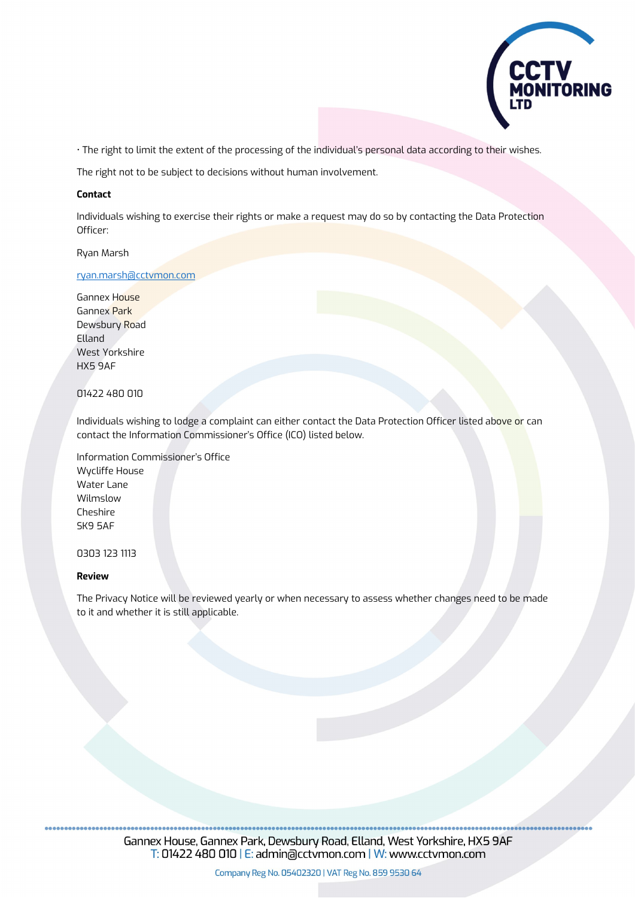· The right to limit the extent of the processing of the individual's personal data according to their wishes.

The right not to be subject to decisions without human involvement.

**Contact**

Individuals wishing to exercise their rights or make a request may do so by contacting the Data Protection Officer:

Ryan Marsh

ryan.marsh@cctvmon.com

Gannex House  
Gannex Park  
Dewsbury Road  
Elland  
West Yorkshire  
HX5 9AF

01422 480 010

Individuals wishing to lodge a complaint can either contact the Data Protection Officer listed above or can contact the Information Commissioner's Office (ICO) listed below.

Information Commissioner's Office  
Wycliffe House  
Water Lane  
Wilmslow  
Cheshire  
SK9 5AF

0303 123 1113

**Review**

The Privacy Notice will be reviewed yearly or when necessary to assess whether changes need to be made to it and whether it is still applicable.